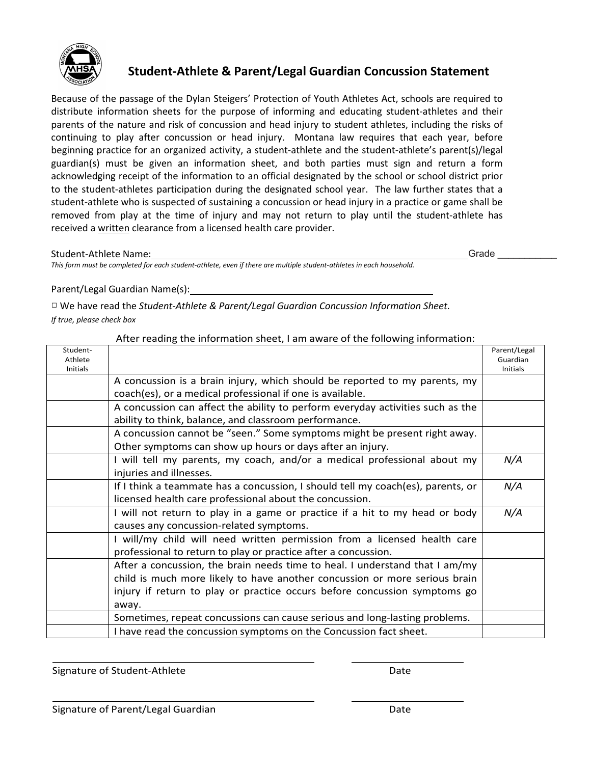# Student-Athlete & Parent/Legal Guardian Concussion Statement

Because of the passage of the Dylan Steigers' Protection of Youth Athletes Act, schools are required to distribute information sheets for the purpose of informing and educating student-athletes and their parents of the nature and risk of concussion and head injury to student athletes, including the risks of continuing to play after concussion or head injury. Montana law requires that each year, before beginning practice for an organized activity, a student-athlete and the student-athlete's parent(s)/legal guardian(s) must be given an information sheet, and both parties must sign and return a form acknowledging receipt of the information to an official designated by the school or school district prior to the student-athletes participation during the designated school year. The law further states that a student-athlete who is suspected of sustaining a concussion or head injury in a practice or game shall be removed from play at the time of injury and may not return to play until the student-athlete has received a written clearance from a licensed health care provider.

Student-Athlete Name:\_\_\_\_\_\_\_\_\_\_\_\_\_\_\_\_\_\_\_\_\_\_\_\_\_\_\_\_\_\_\_\_\_\_\_\_ Grade \_\_\_\_\_\_\_\_\_\_\_

*This form must be completed for each student-athlete, even if there are multiple student-athletes in each household.*

Parent/Legal Guardian Name(s):\_\_\_\_\_\_\_\_\_\_\_\_\_\_\_\_\_\_\_\_\_\_\_\_\_\_\_\_\_\_\_\_

□ We have read the *Student-Athlete & Parent/Legal Guardian Concussion Information Sheet.*

*If true, please check box*

After reading the information sheet, I am aware of the following information:

| Student-Athlete Initials | | Parent/Legal Guardian Initials |
|---|---|---|
| | A concussion is a brain injury, which should be reported to my parents, my coach(es), or a medical professional if one is available. | |
| | A concussion can affect the ability to perform everyday activities such as the ability to think, balance, and classroom performance. | |
| | A concussion cannot be "seen." Some symptoms might be present right away. Other symptoms can show up hours or days after an injury. | |
| | I will tell my parents, my coach, and/or a medical professional about my injuries and illnesses. | *N/A* |
| | If I think a teammate has a concussion, I should tell my coach(es), parents, or licensed health care professional about the concussion. | *N/A* |
| | I will not return to play in a game or practice if a hit to my head or body causes any concussion-related symptoms. | *N/A* |
| | I will/my child will need written permission from a licensed health care professional to return to play or practice after a concussion. | |
| | After a concussion, the brain needs time to heal. I understand that I am/my child is much more likely to have another concussion or more serious brain injury if return to play or practice occurs before concussion symptoms go away. | |
| | Sometimes, repeat concussions can cause serious and long-lasting problems. | |
| | I have read the concussion symptoms on the Concussion fact sheet. | |

\_\_\_\_\_\_\_\_\_\_\_\_\_\_\_\_\_\_\_\_\_\_\_\_\_\_\_\_\_\_ \_\_\_\_\_\_\_\_\_\_\_\_\_\_\_

Signature of Student-Athlete Date

\_\_\_\_\_\_\_\_\_\_\_\_\_\_\_\_\_\_\_\_\_\_\_\_\_\_\_\_\_\_ \_\_\_\_\_\_\_\_\_\_\_\_\_\_\_

Signature of Parent/Legal Guardian Date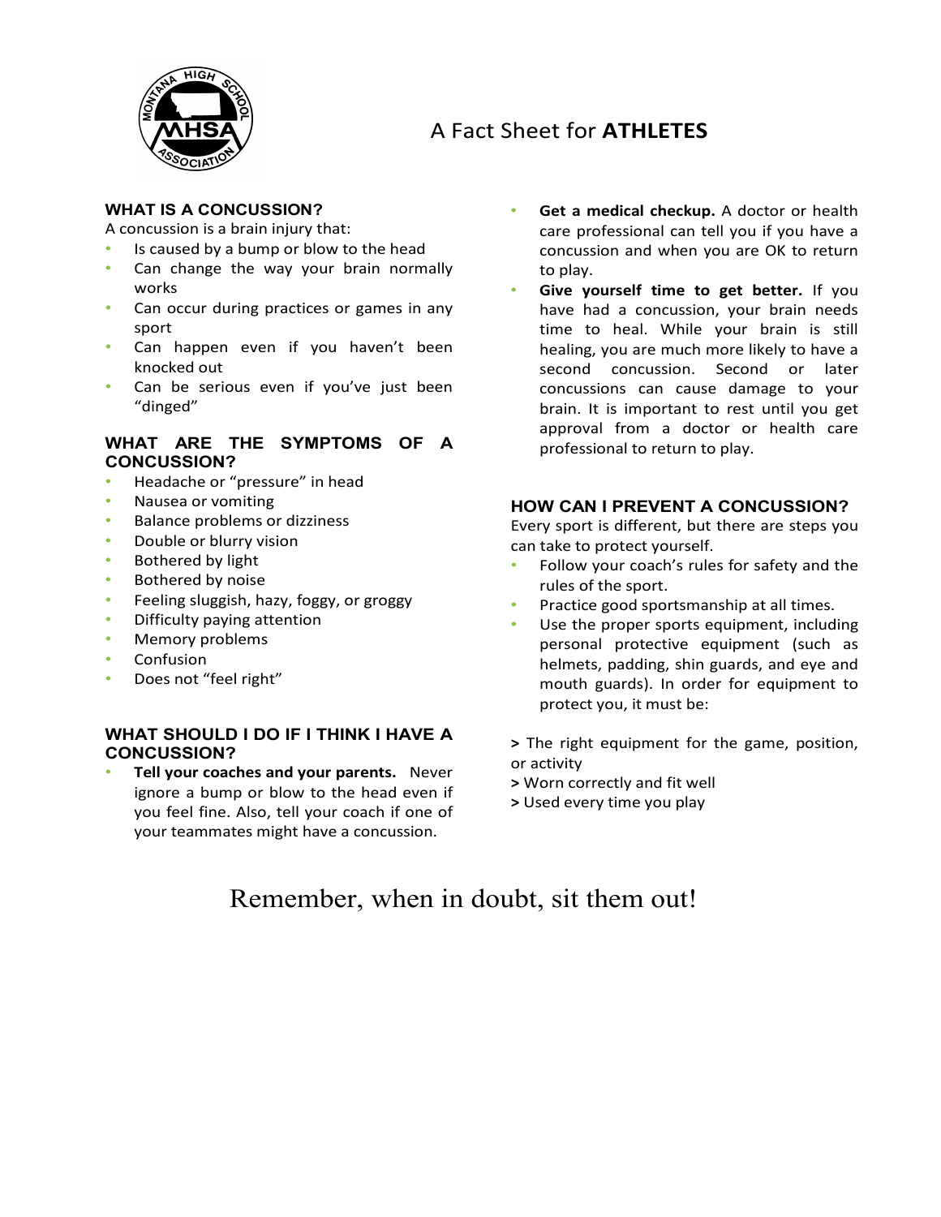# A Fact Sheet for **ATHLETES**

## WHAT IS A CONCUSSION?

A concussion is a brain injury that:

- Is caused by a bump or blow to the head
- Can change the way your brain normally works
- Can occur during practices or games in any sport
- Can happen even if you haven't been knocked out
- Can be serious even if you've just been "dinged"

## WHAT ARE THE SYMPTOMS OF A CONCUSSION?

- Headache or "pressure" in head
- Nausea or vomiting
- Balance problems or dizziness
- Double or blurry vision
- Bothered by light
- Bothered by noise
- Feeling sluggish, hazy, foggy, or groggy
- Difficulty paying attention
- Memory problems
- Confusion
- Does not "feel right"

## WHAT SHOULD I DO IF I THINK I HAVE A CONCUSSION?

- **Tell your coaches and your parents.** Never ignore a bump or blow to the head even if you feel fine. Also, tell your coach if one of your teammates might have a concussion.
- **Get a medical checkup.** A doctor or health care professional can tell you if you have a concussion and when you are OK to return to play.
- **Give yourself time to get better.** If you have had a concussion, your brain needs time to heal. While your brain is still healing, you are much more likely to have a second concussion. Second or later concussions can cause damage to your brain. It is important to rest until you get approval from a doctor or health care professional to return to play.

## HOW CAN I PREVENT A CONCUSSION?

Every sport is different, but there are steps you can take to protect yourself.

- Follow your coach's rules for safety and the rules of the sport.
- Practice good sportsmanship at all times.
- Use the proper sports equipment, including personal protective equipment (such as helmets, padding, shin guards, and eye and mouth guards). In order for equipment to protect you, it must be:

**>** The right equipment for the game, position, or activity
**>** Worn correctly and fit well
**>** Used every time you play

Remember, when in doubt, sit them out!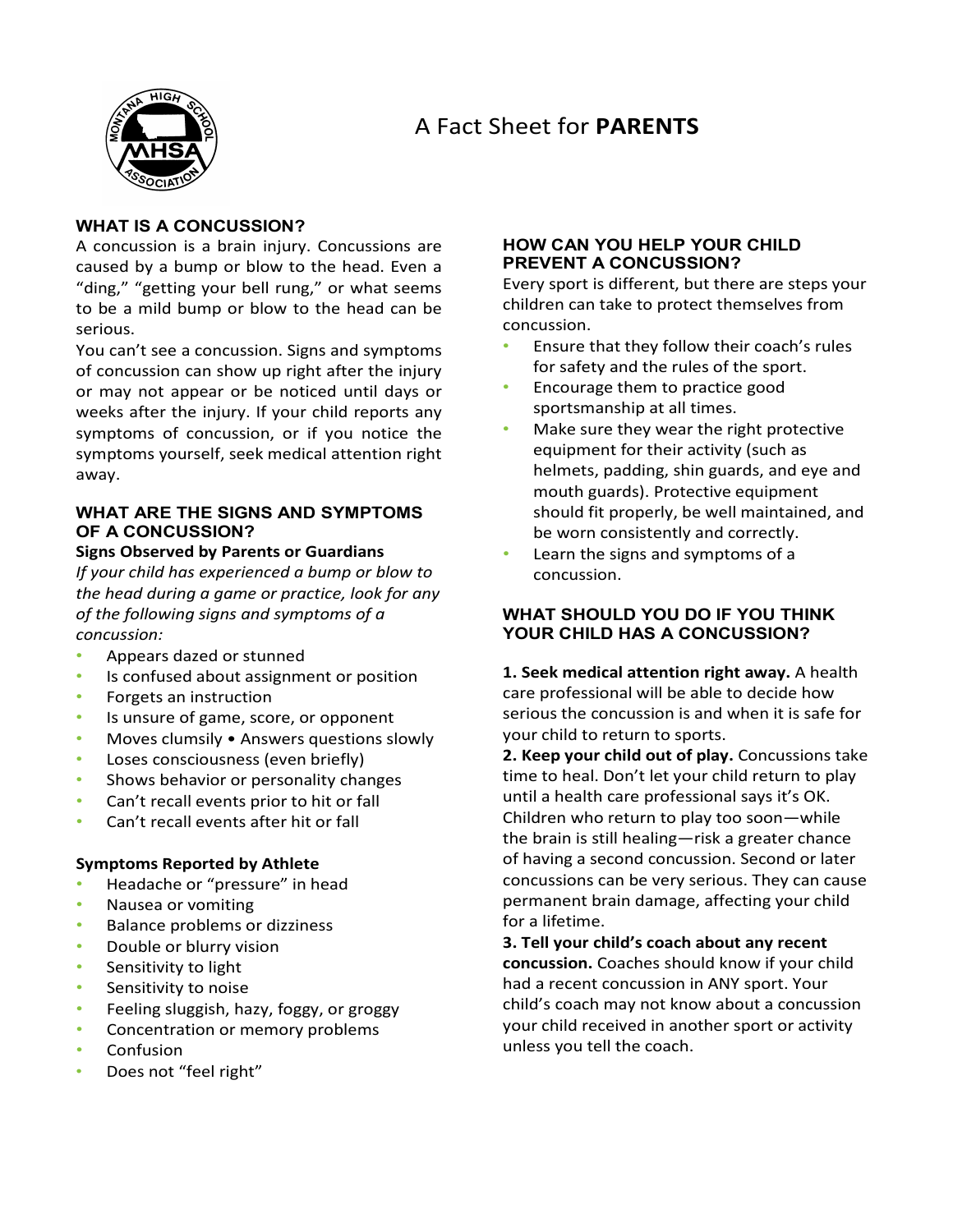# A Fact Sheet for **PARENTS**

## WHAT IS A CONCUSSION?

A concussion is a brain injury. Concussions are caused by a bump or blow to the head. Even a "ding," "getting your bell rung," or what seems to be a mild bump or blow to the head can be serious.

You can't see a concussion. Signs and symptoms of concussion can show up right after the injury or may not appear or be noticed until days or weeks after the injury. If your child reports any symptoms of concussion, or if you notice the symptoms yourself, seek medical attention right away.

## WHAT ARE THE SIGNS AND SYMPTOMS OF A CONCUSSION?

**Signs Observed by Parents or Guardians**

*If your child has experienced a bump or blow to the head during a game or practice, look for any of the following signs and symptoms of a concussion:*

- Appears dazed or stunned
- Is confused about assignment or position
- Forgets an instruction
- Is unsure of game, score, or opponent
- Moves clumsily • Answers questions slowly
- Loses consciousness (even briefly)
- Shows behavior or personality changes
- Can't recall events prior to hit or fall
- Can't recall events after hit or fall

**Symptoms Reported by Athlete**

- Headache or "pressure" in head
- Nausea or vomiting
- Balance problems or dizziness
- Double or blurry vision
- Sensitivity to light
- Sensitivity to noise
- Feeling sluggish, hazy, foggy, or groggy
- Concentration or memory problems
- Confusion
- Does not "feel right"

## HOW CAN YOU HELP YOUR CHILD PREVENT A CONCUSSION?

Every sport is different, but there are steps your children can take to protect themselves from concussion.

- Ensure that they follow their coach's rules for safety and the rules of the sport.
- Encourage them to practice good sportsmanship at all times.
- Make sure they wear the right protective equipment for their activity (such as helmets, padding, shin guards, and eye and mouth guards). Protective equipment should fit properly, be well maintained, and be worn consistently and correctly.
- Learn the signs and symptoms of a concussion.

## WHAT SHOULD YOU DO IF YOU THINK YOUR CHILD HAS A CONCUSSION?

**1. Seek medical attention right away.** A health care professional will be able to decide how serious the concussion is and when it is safe for your child to return to sports.

**2. Keep your child out of play.** Concussions take time to heal. Don't let your child return to play until a health care professional says it's OK. Children who return to play too soon—while the brain is still healing—risk a greater chance of having a second concussion. Second or later concussions can be very serious. They can cause permanent brain damage, affecting your child for a lifetime.

**3. Tell your child's coach about any recent concussion.** Coaches should know if your child had a recent concussion in ANY sport. Your child's coach may not know about a concussion your child received in another sport or activity unless you tell the coach.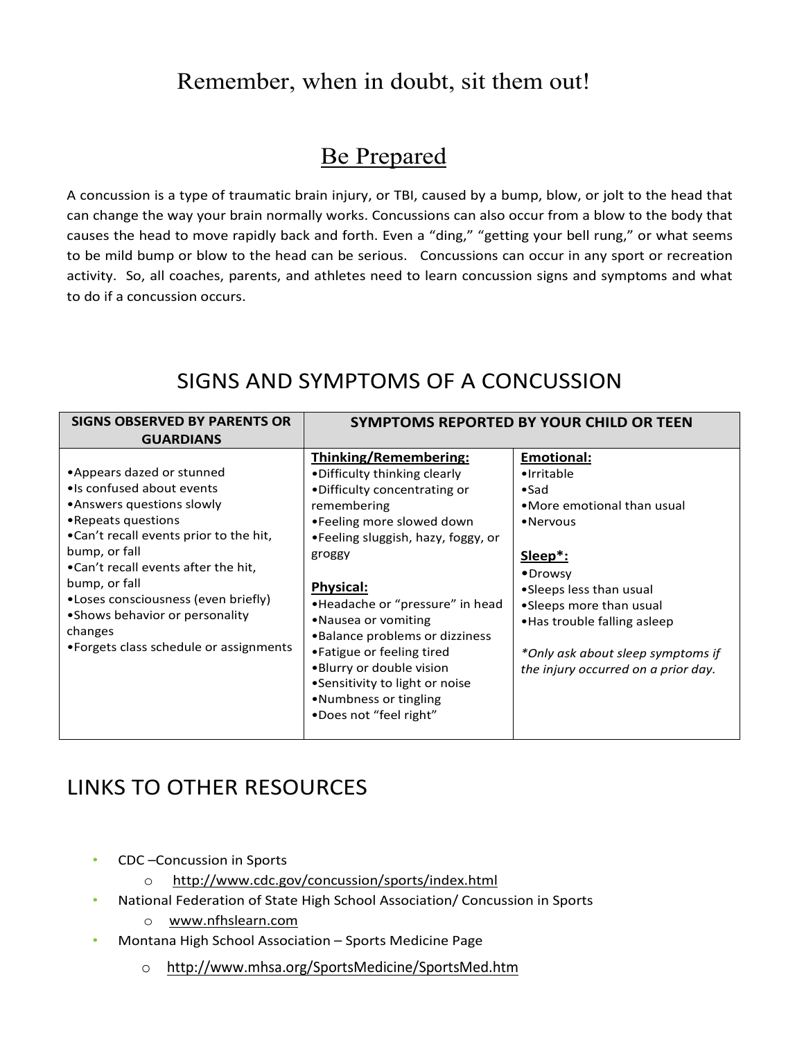## Remember, when in doubt, sit them out!

## Be Prepared

A concussion is a type of traumatic brain injury, or TBI, caused by a bump, blow, or jolt to the head that can change the way your brain normally works. Concussions can also occur from a blow to the body that causes the head to move rapidly back and forth. Even a "ding," "getting your bell rung," or what seems to be mild bump or blow to the head can be serious. Concussions can occur in any sport or recreation activity. So, all coaches, parents, and athletes need to learn concussion signs and symptoms and what to do if a concussion occurs.

## SIGNS AND SYMPTOMS OF A CONCUSSION

| SIGNS OBSERVED BY PARENTS OR GUARDIANS | SYMPTOMS REPORTED BY YOUR CHILD OR TEEN | |
|---|---|---|
| •Appears dazed or stunned<br>•Is confused about events<br>•Answers questions slowly<br>•Repeats questions<br>•Can't recall events prior to the hit, bump, or fall<br>•Can't recall events after the hit, bump, or fall<br>•Loses consciousness (even briefly)<br>•Shows behavior or personality changes<br>•Forgets class schedule or assignments | **Thinking/Remembering:**<br>•Difficulty thinking clearly<br>•Difficulty concentrating or remembering<br>•Feeling more slowed down<br>•Feeling sluggish, hazy, foggy, or groggy<br><br>**Physical:**<br>•Headache or "pressure" in head<br>•Nausea or vomiting<br>•Balance problems or dizziness<br>•Fatigue or feeling tired<br>•Blurry or double vision<br>•Sensitivity to light or noise<br>•Numbness or tingling<br>•Does not "feel right" | **Emotional:**<br>•Irritable<br>•Sad<br>•More emotional than usual<br>•Nervous<br><br>**Sleep*:**<br>•Drowsy<br>•Sleeps less than usual<br>•Sleeps more than usual<br>•Has trouble falling asleep<br><br>*\*Only ask about sleep symptoms if the injury occurred on a prior day.* |

## LINKS TO OTHER RESOURCES

- CDC –Concussion in Sports
  - http://www.cdc.gov/concussion/sports/index.html
- National Federation of State High School Association/ Concussion in Sports
  - www.nfhslearn.com
- Montana High School Association – Sports Medicine Page
  - http://www.mhsa.org/SportsMedicine/SportsMed.htm